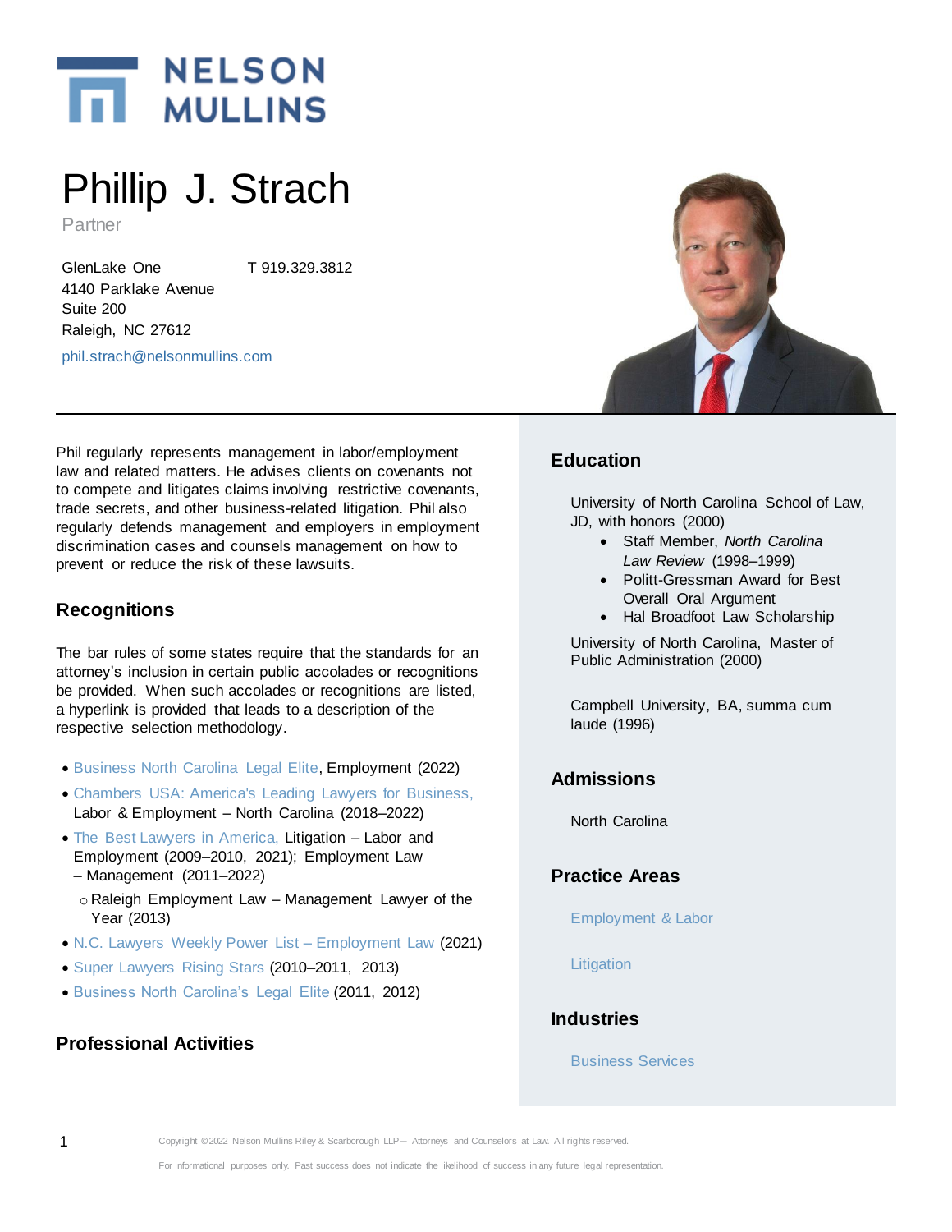# Phillip J. Strach

Partner

GlenLake One
4140 Parklake Avenue
Suite 200
Raleigh, NC 27612

T 919.329.3812

phil.strach@nelsonmullins.com

Phil regularly represents management in labor/employment law and related matters. He advises clients on covenants not to compete and litigates claims involving restrictive covenants, trade secrets, and other business-related litigation. Phil also regularly defends management and employers in employment discrimination cases and counsels management on how to prevent or reduce the risk of these lawsuits.

## Recognitions

The bar rules of some states require that the standards for an attorney's inclusion in certain public accolades or recognitions be provided. When such accolades or recognitions are listed, a hyperlink is provided that leads to a description of the respective selection methodology.

- Business North Carolina Legal Elite, Employment (2022)
- Chambers USA: America's Leading Lawyers for Business, Labor & Employment – North Carolina (2018–2022)
- The Best Lawyers in America, Litigation – Labor and Employment (2009–2010, 2021); Employment Law – Management (2011–2022)
  - Raleigh Employment Law – Management Lawyer of the Year (2013)
- N.C. Lawyers Weekly Power List – Employment Law (2021)
- Super Lawyers Rising Stars (2010–2011, 2013)
- Business North Carolina's Legal Elite (2011, 2012)

## Professional Activities

## Education

University of North Carolina School of Law, JD, with honors (2000)

- Staff Member, *North Carolina Law Review* (1998–1999)
- Politt-Gressman Award for Best Overall Oral Argument
- Hal Broadfoot Law Scholarship

University of North Carolina, Master of Public Administration (2000)

Campbell University, BA, summa cum laude (1996)

## Admissions

North Carolina

## Practice Areas

Employment & Labor

Litigation

## Industries

Business Services

Copyright ©2022 Nelson Mullins Riley & Scarborough LLP— Attorneys and Counselors at Law. All rights reserved.

For informational purposes only. Past success does not indicate the likelihood of success in any future legal representation.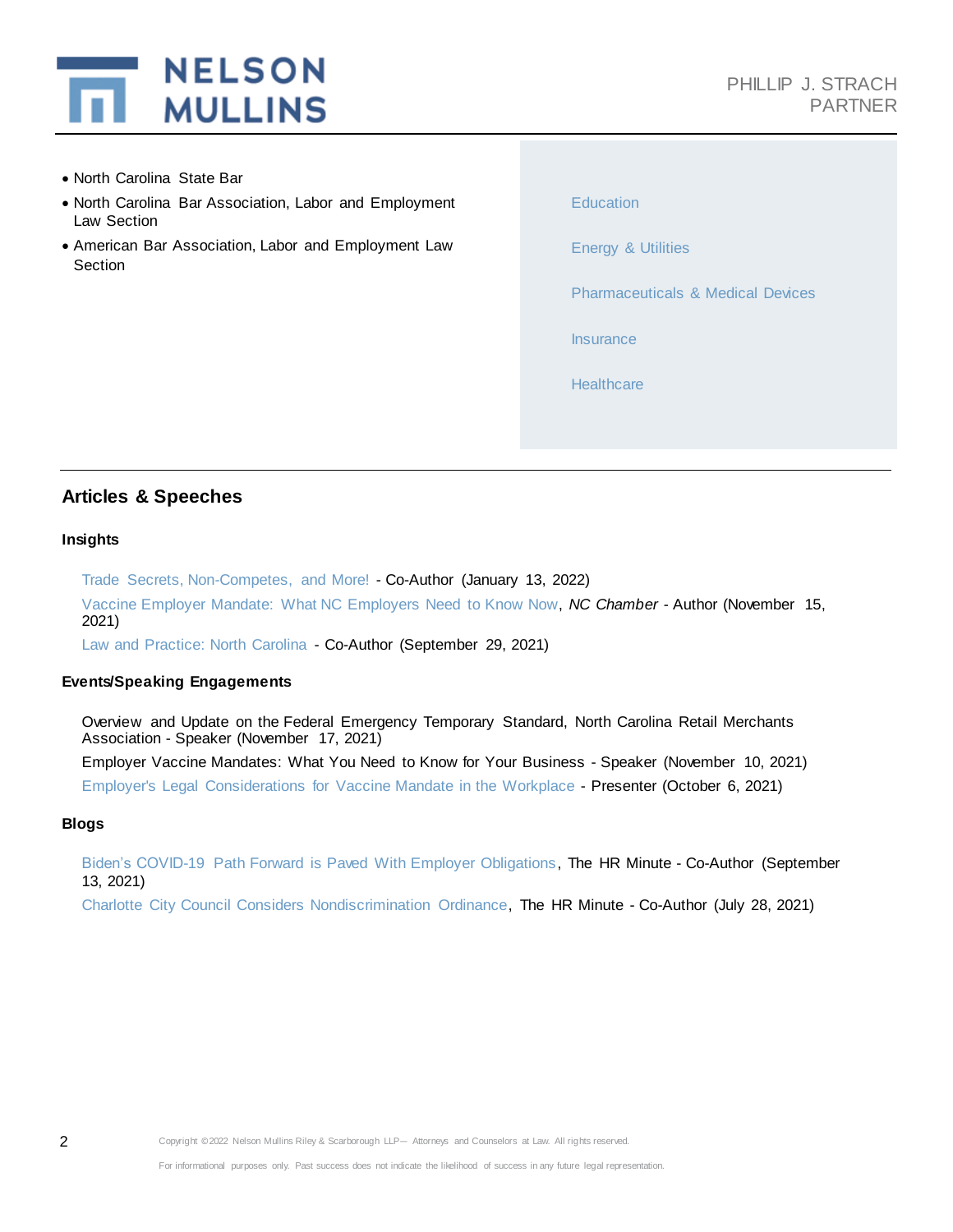- North Carolina State Bar
- North Carolina Bar Association, Labor and Employment Law Section
- American Bar Association, Labor and Employment Law Section

Education

Energy & Utilities

Pharmaceuticals & Medical Devices

Insurance

Healthcare

## Articles & Speeches

### Insights

Trade Secrets, Non-Competes, and More! - Co-Author (January 13, 2022)

Vaccine Employer Mandate: What NC Employers Need to Know Now, *NC Chamber* - Author (November 15, 2021)

Law and Practice: North Carolina - Co-Author (September 29, 2021)

### Events/Speaking Engagements

Overview and Update on the Federal Emergency Temporary Standard, North Carolina Retail Merchants Association - Speaker (November 17, 2021)

Employer Vaccine Mandates: What You Need to Know for Your Business - Speaker (November 10, 2021)

Employer's Legal Considerations for Vaccine Mandate in the Workplace - Presenter (October 6, 2021)

### Blogs

Biden's COVID-19 Path Forward is Paved With Employer Obligations, The HR Minute - Co-Author (September 13, 2021)

Charlotte City Council Considers Nondiscrimination Ordinance, The HR Minute - Co-Author (July 28, 2021)